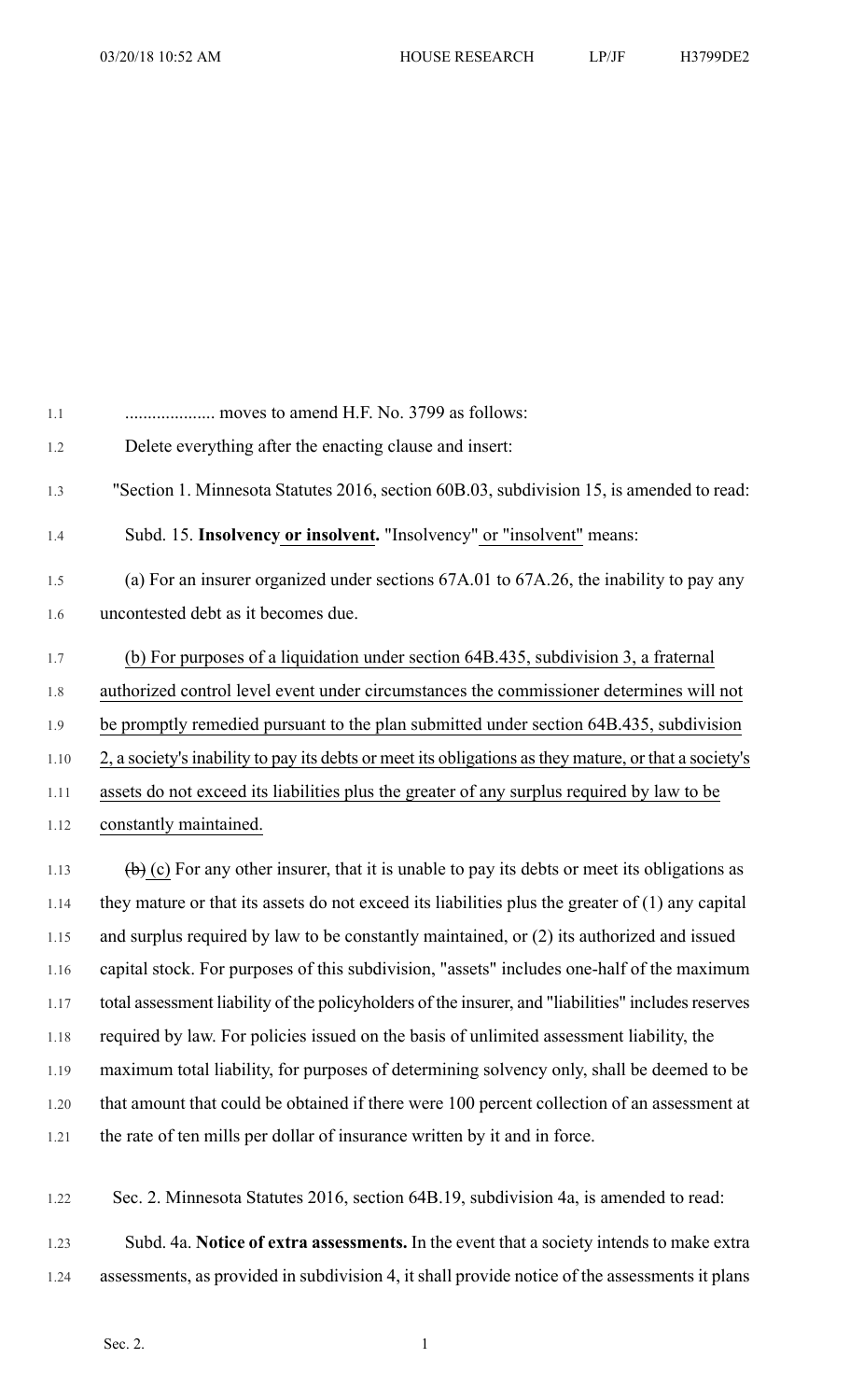.................... moves to amend H.F. No. 3799 as follows:

Delete everything after the enacting clause and insert:

"Section 1. Minnesota Statutes 2016, section 60B.03, subdivision 15, is amended to read:

Subd. 15. **Insolvency or insolvent.** "Insolvency" or "insolvent" means:

(a) For an insurer organized under sections 67A.01 to 67A.26, the inability to pay any uncontested debt as it becomes due.

(b) For purposes of a liquidation under section 64B.435, subdivision 3, a fraternal authorized control level event under circumstances the commissioner determines will not be promptly remedied pursuant to the plan submitted under section 64B.435, subdivision 2, a society's inability to pay its debts or meet its obligations as they mature, or that a society's assets do not exceed its liabilities plus the greater of any surplus required by law to be constantly maintained.

~~(b)~~ (c) For any other insurer, that it is unable to pay its debts or meet its obligations as they mature or that its assets do not exceed its liabilities plus the greater of (1) any capital and surplus required by law to be constantly maintained, or (2) its authorized and issued capital stock. For purposes of this subdivision, "assets" includes one-half of the maximum total assessment liability of the policyholders of the insurer, and "liabilities" includes reserves required by law. For policies issued on the basis of unlimited assessment liability, the maximum total liability, for purposes of determining solvency only, shall be deemed to be that amount that could be obtained if there were 100 percent collection of an assessment at the rate of ten mills per dollar of insurance written by it and in force.

Sec. 2. Minnesota Statutes 2016, section 64B.19, subdivision 4a, is amended to read:

Subd. 4a. **Notice of extra assessments.** In the event that a society intends to make extra assessments, as provided in subdivision 4, it shall provide notice of the assessments it plans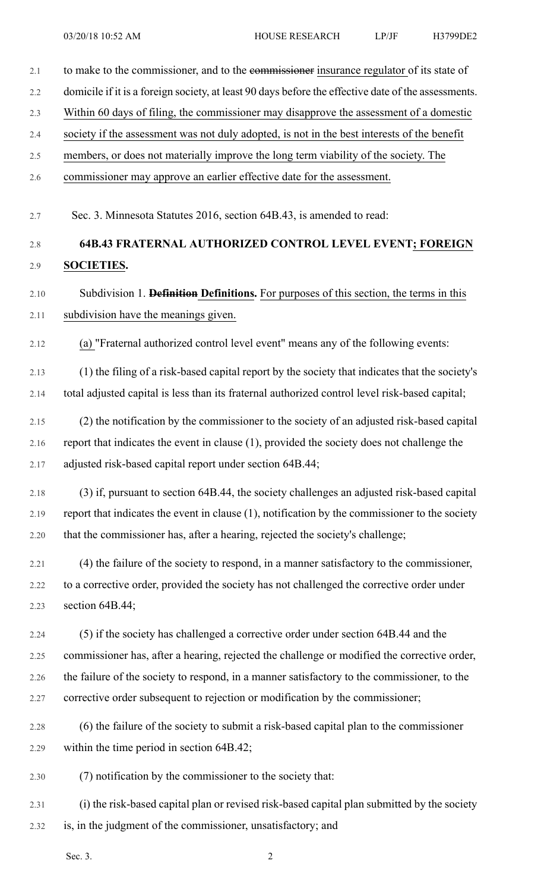to make to the commissioner, and to the ~~commissioner~~ insurance regulator of its state of domicile if it is a foreign society, at least 90 days before the effective date of the assessments. Within 60 days of filing, the commissioner may disapprove the assessment of a domestic society if the assessment was not duly adopted, is not in the best interests of the benefit members, or does not materially improve the long term viability of the society. The commissioner may approve an earlier effective date for the assessment.

Sec. 3. Minnesota Statutes 2016, section 64B.43, is amended to read:

**64B.43 FRATERNAL AUTHORIZED CONTROL LEVEL EVENT; FOREIGN SOCIETIES.**

Subdivision 1. ~~**Definition**~~ **Definitions.** For purposes of this section, the terms in this subdivision have the meanings given.

(a) "Fraternal authorized control level event" means any of the following events:

(1) the filing of a risk-based capital report by the society that indicates that the society's total adjusted capital is less than its fraternal authorized control level risk-based capital;

(2) the notification by the commissioner to the society of an adjusted risk-based capital report that indicates the event in clause (1), provided the society does not challenge the adjusted risk-based capital report under section 64B.44;

(3) if, pursuant to section 64B.44, the society challenges an adjusted risk-based capital report that indicates the event in clause (1), notification by the commissioner to the society that the commissioner has, after a hearing, rejected the society's challenge;

(4) the failure of the society to respond, in a manner satisfactory to the commissioner, to a corrective order, provided the society has not challenged the corrective order under section 64B.44;

(5) if the society has challenged a corrective order under section 64B.44 and the commissioner has, after a hearing, rejected the challenge or modified the corrective order, the failure of the society to respond, in a manner satisfactory to the commissioner, to the corrective order subsequent to rejection or modification by the commissioner;

(6) the failure of the society to submit a risk-based capital plan to the commissioner within the time period in section 64B.42;

(7) notification by the commissioner to the society that:

(i) the risk-based capital plan or revised risk-based capital plan submitted by the society is, in the judgment of the commissioner, unsatisfactory; and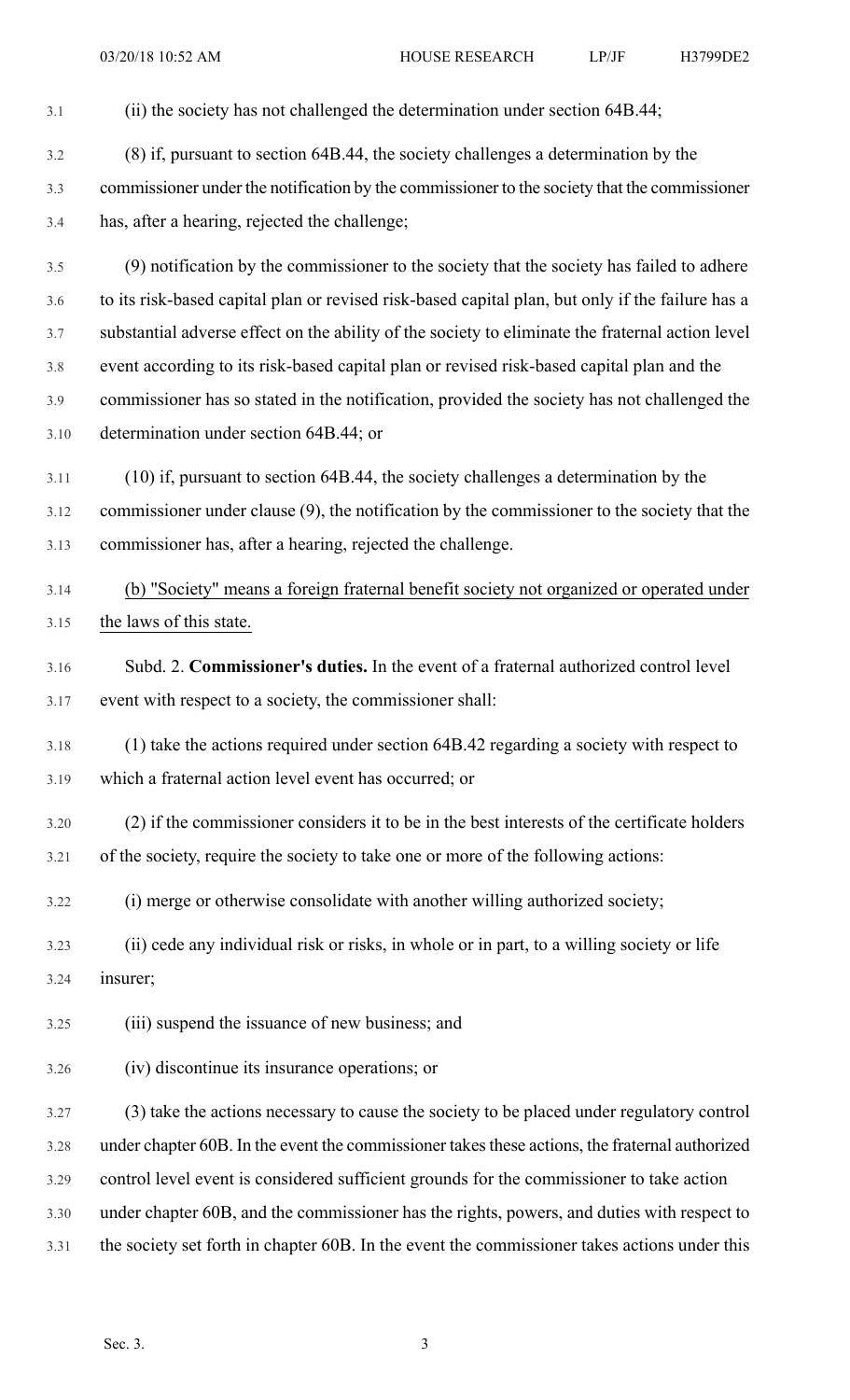(ii) the society has not challenged the determination under section 64B.44;

(8) if, pursuant to section 64B.44, the society challenges a determination by the commissioner under the notification by the commissioner to the society that the commissioner has, after a hearing, rejected the challenge;

(9) notification by the commissioner to the society that the society has failed to adhere to its risk-based capital plan or revised risk-based capital plan, but only if the failure has a substantial adverse effect on the ability of the society to eliminate the fraternal action level event according to its risk-based capital plan or revised risk-based capital plan and the commissioner has so stated in the notification, provided the society has not challenged the determination under section 64B.44; or

(10) if, pursuant to section 64B.44, the society challenges a determination by the commissioner under clause (9), the notification by the commissioner to the society that the commissioner has, after a hearing, rejected the challenge.

(b) "Society" means a foreign fraternal benefit society not organized or operated under the laws of this state.

Subd. 2. **Commissioner's duties.** In the event of a fraternal authorized control level event with respect to a society, the commissioner shall:

(1) take the actions required under section 64B.42 regarding a society with respect to which a fraternal action level event has occurred; or

(2) if the commissioner considers it to be in the best interests of the certificate holders of the society, require the society to take one or more of the following actions:

(i) merge or otherwise consolidate with another willing authorized society;

(ii) cede any individual risk or risks, in whole or in part, to a willing society or life insurer;

(iii) suspend the issuance of new business; and

(iv) discontinue its insurance operations; or

(3) take the actions necessary to cause the society to be placed under regulatory control under chapter 60B. In the event the commissioner takes these actions, the fraternal authorized control level event is considered sufficient grounds for the commissioner to take action under chapter 60B, and the commissioner has the rights, powers, and duties with respect to the society set forth in chapter 60B. In the event the commissioner takes actions under this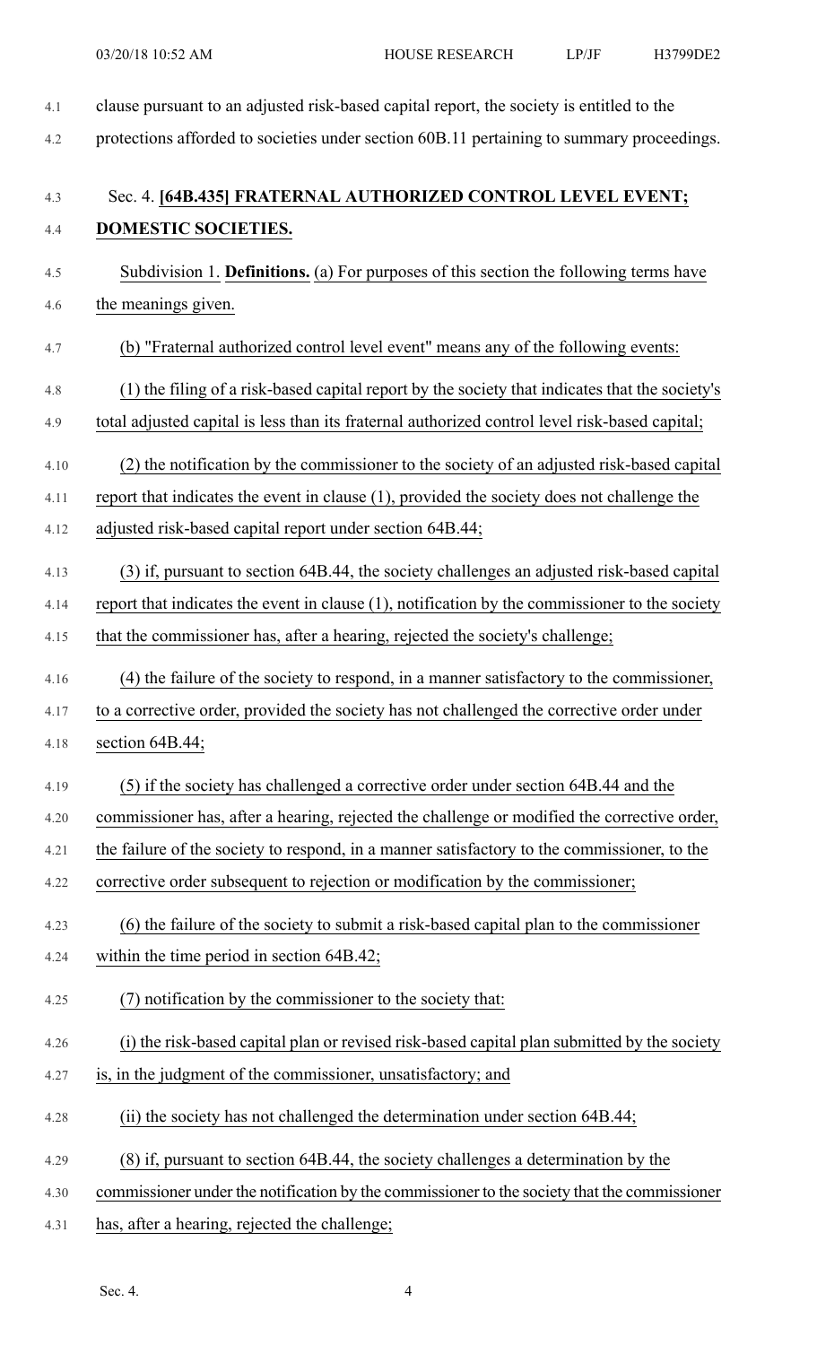clause pursuant to an adjusted risk-based capital report, the society is entitled to the protections afforded to societies under section 60B.11 pertaining to summary proceedings.

### Sec. 4. **[64B.435] FRATERNAL AUTHORIZED CONTROL LEVEL EVENT; DOMESTIC SOCIETIES.**

Subdivision 1. **Definitions.** (a) For purposes of this section the following terms have the meanings given.

(b) "Fraternal authorized control level event" means any of the following events:

(1) the filing of a risk-based capital report by the society that indicates that the society's total adjusted capital is less than its fraternal authorized control level risk-based capital;

(2) the notification by the commissioner to the society of an adjusted risk-based capital report that indicates the event in clause (1), provided the society does not challenge the adjusted risk-based capital report under section 64B.44;

(3) if, pursuant to section 64B.44, the society challenges an adjusted risk-based capital report that indicates the event in clause (1), notification by the commissioner to the society that the commissioner has, after a hearing, rejected the society's challenge;

(4) the failure of the society to respond, in a manner satisfactory to the commissioner, to a corrective order, provided the society has not challenged the corrective order under section 64B.44;

(5) if the society has challenged a corrective order under section 64B.44 and the commissioner has, after a hearing, rejected the challenge or modified the corrective order, the failure of the society to respond, in a manner satisfactory to the commissioner, to the corrective order subsequent to rejection or modification by the commissioner;

(6) the failure of the society to submit a risk-based capital plan to the commissioner within the time period in section 64B.42;

(7) notification by the commissioner to the society that:

(i) the risk-based capital plan or revised risk-based capital plan submitted by the society is, in the judgment of the commissioner, unsatisfactory; and

(ii) the society has not challenged the determination under section 64B.44;

(8) if, pursuant to section 64B.44, the society challenges a determination by the commissioner under the notification by the commissioner to the society that the commissioner has, after a hearing, rejected the challenge;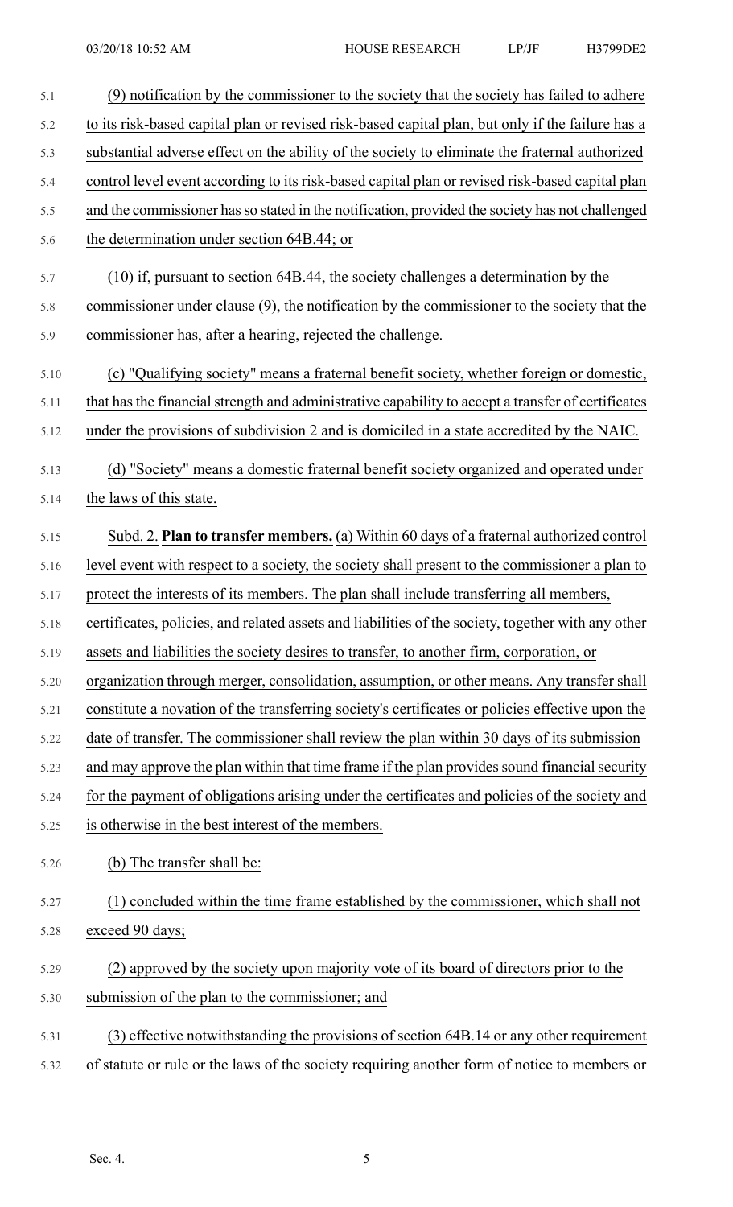(9) notification by the commissioner to the society that the society has failed to adhere to its risk-based capital plan or revised risk-based capital plan, but only if the failure has a substantial adverse effect on the ability of the society to eliminate the fraternal authorized control level event according to its risk-based capital plan or revised risk-based capital plan and the commissioner has so stated in the notification, provided the society has not challenged the determination under section 64B.44; or

(10) if, pursuant to section 64B.44, the society challenges a determination by the commissioner under clause (9), the notification by the commissioner to the society that the commissioner has, after a hearing, rejected the challenge.

(c) "Qualifying society" means a fraternal benefit society, whether foreign or domestic, that has the financial strength and administrative capability to accept a transfer of certificates under the provisions of subdivision 2 and is domiciled in a state accredited by the NAIC.

(d) "Society" means a domestic fraternal benefit society organized and operated under the laws of this state.

Subd. 2. **Plan to transfer members.** (a) Within 60 days of a fraternal authorized control level event with respect to a society, the society shall present to the commissioner a plan to protect the interests of its members. The plan shall include transferring all members, certificates, policies, and related assets and liabilities of the society, together with any other assets and liabilities the society desires to transfer, to another firm, corporation, or organization through merger, consolidation, assumption, or other means. Any transfer shall constitute a novation of the transferring society's certificates or policies effective upon the date of transfer. The commissioner shall review the plan within 30 days of its submission and may approve the plan within that time frame if the plan provides sound financial security for the payment of obligations arising under the certificates and policies of the society and is otherwise in the best interest of the members.

(b) The transfer shall be:

(1) concluded within the time frame established by the commissioner, which shall not exceed 90 days;

(2) approved by the society upon majority vote of its board of directors prior to the submission of the plan to the commissioner; and

(3) effective notwithstanding the provisions of section 64B.14 or any other requirement of statute or rule or the laws of the society requiring another form of notice to members or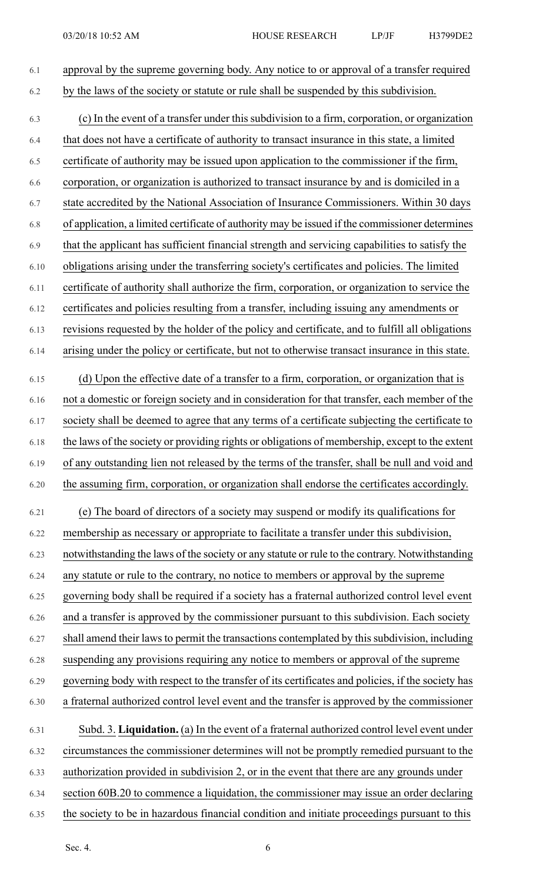approval by the supreme governing body. Any notice to or approval of a transfer required by the laws of the society or statute or rule shall be suspended by this subdivision.

(c) In the event of a transfer under this subdivision to a firm, corporation, or organization that does not have a certificate of authority to transact insurance in this state, a limited certificate of authority may be issued upon application to the commissioner if the firm, corporation, or organization is authorized to transact insurance by and is domiciled in a state accredited by the National Association of Insurance Commissioners. Within 30 days of application, a limited certificate of authority may be issued if the commissioner determines that the applicant has sufficient financial strength and servicing capabilities to satisfy the obligations arising under the transferring society's certificates and policies. The limited certificate of authority shall authorize the firm, corporation, or organization to service the certificates and policies resulting from a transfer, including issuing any amendments or revisions requested by the holder of the policy and certificate, and to fulfill all obligations arising under the policy or certificate, but not to otherwise transact insurance in this state.

(d) Upon the effective date of a transfer to a firm, corporation, or organization that is not a domestic or foreign society and in consideration for that transfer, each member of the society shall be deemed to agree that any terms of a certificate subjecting the certificate to the laws of the society or providing rights or obligations of membership, except to the extent of any outstanding lien not released by the terms of the transfer, shall be null and void and the assuming firm, corporation, or organization shall endorse the certificates accordingly.

(e) The board of directors of a society may suspend or modify its qualifications for membership as necessary or appropriate to facilitate a transfer under this subdivision, notwithstanding the laws of the society or any statute or rule to the contrary. Notwithstanding any statute or rule to the contrary, no notice to members or approval by the supreme governing body shall be required if a society has a fraternal authorized control level event and a transfer is approved by the commissioner pursuant to this subdivision. Each society shall amend their laws to permit the transactions contemplated by this subdivision, including suspending any provisions requiring any notice to members or approval of the supreme governing body with respect to the transfer of its certificates and policies, if the society has a fraternal authorized control level event and the transfer is approved by the commissioner

Subd. 3. **Liquidation.** (a) In the event of a fraternal authorized control level event under circumstances the commissioner determines will not be promptly remedied pursuant to the authorization provided in subdivision 2, or in the event that there are any grounds under section 60B.20 to commence a liquidation, the commissioner may issue an order declaring the society to be in hazardous financial condition and initiate proceedings pursuant to this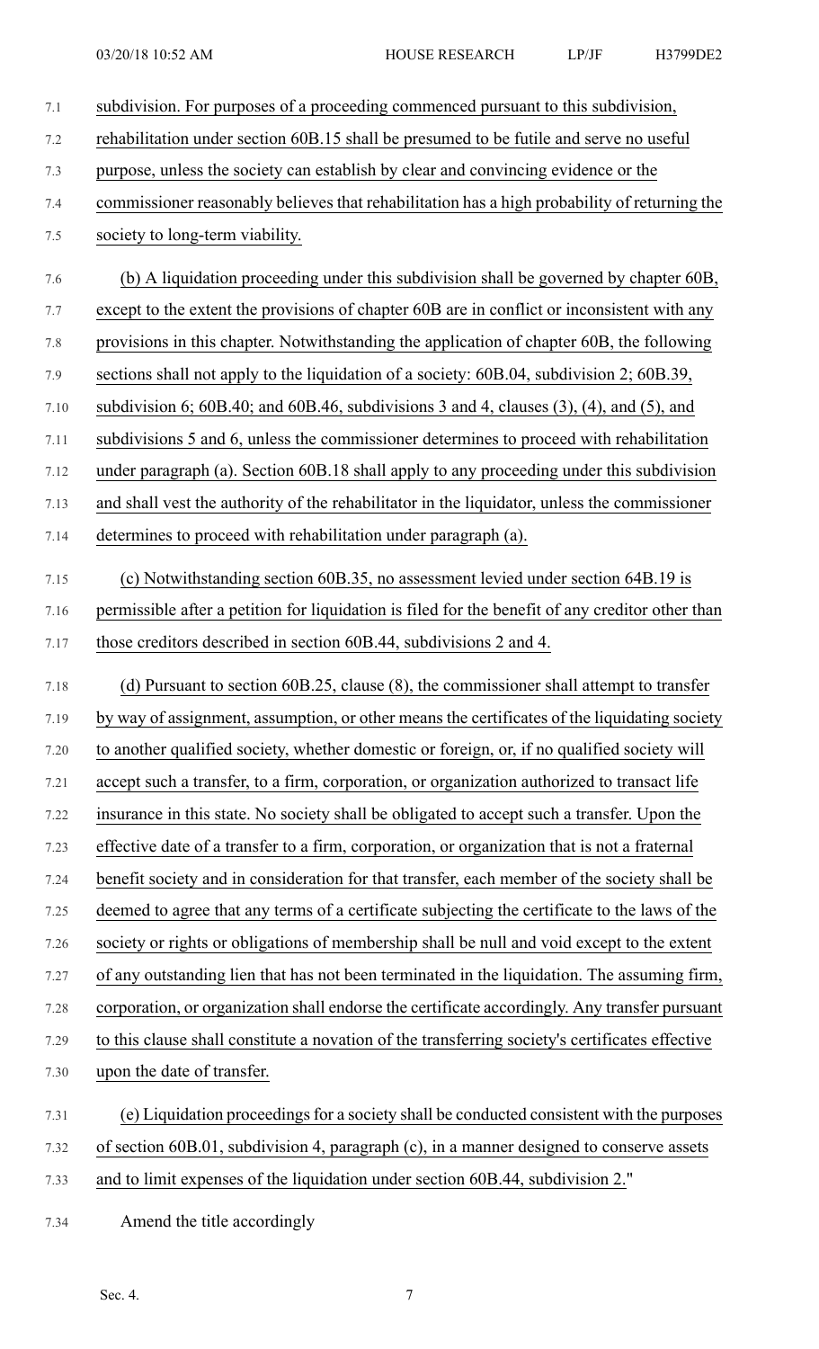subdivision. For purposes of a proceeding commenced pursuant to this subdivision, rehabilitation under section 60B.15 shall be presumed to be futile and serve no useful purpose, unless the society can establish by clear and convincing evidence or the commissioner reasonably believes that rehabilitation has a high probability of returning the society to long-term viability.

(b) A liquidation proceeding under this subdivision shall be governed by chapter 60B, except to the extent the provisions of chapter 60B are in conflict or inconsistent with any provisions in this chapter. Notwithstanding the application of chapter 60B, the following sections shall not apply to the liquidation of a society: 60B.04, subdivision 2; 60B.39, subdivision 6; 60B.40; and 60B.46, subdivisions 3 and 4, clauses (3), (4), and (5), and subdivisions 5 and 6, unless the commissioner determines to proceed with rehabilitation under paragraph (a). Section 60B.18 shall apply to any proceeding under this subdivision and shall vest the authority of the rehabilitator in the liquidator, unless the commissioner determines to proceed with rehabilitation under paragraph (a).

(c) Notwithstanding section 60B.35, no assessment levied under section 64B.19 is permissible after a petition for liquidation is filed for the benefit of any creditor other than those creditors described in section 60B.44, subdivisions 2 and 4.

(d) Pursuant to section 60B.25, clause (8), the commissioner shall attempt to transfer by way of assignment, assumption, or other means the certificates of the liquidating society to another qualified society, whether domestic or foreign, or, if no qualified society will accept such a transfer, to a firm, corporation, or organization authorized to transact life insurance in this state. No society shall be obligated to accept such a transfer. Upon the effective date of a transfer to a firm, corporation, or organization that is not a fraternal benefit society and in consideration for that transfer, each member of the society shall be deemed to agree that any terms of a certificate subjecting the certificate to the laws of the society or rights or obligations of membership shall be null and void except to the extent of any outstanding lien that has not been terminated in the liquidation. The assuming firm, corporation, or organization shall endorse the certificate accordingly. Any transfer pursuant to this clause shall constitute a novation of the transferring society's certificates effective upon the date of transfer.

(e) Liquidation proceedings for a society shall be conducted consistent with the purposes of section 60B.01, subdivision 4, paragraph (c), in a manner designed to conserve assets and to limit expenses of the liquidation under section 60B.44, subdivision 2."

Amend the title accordingly